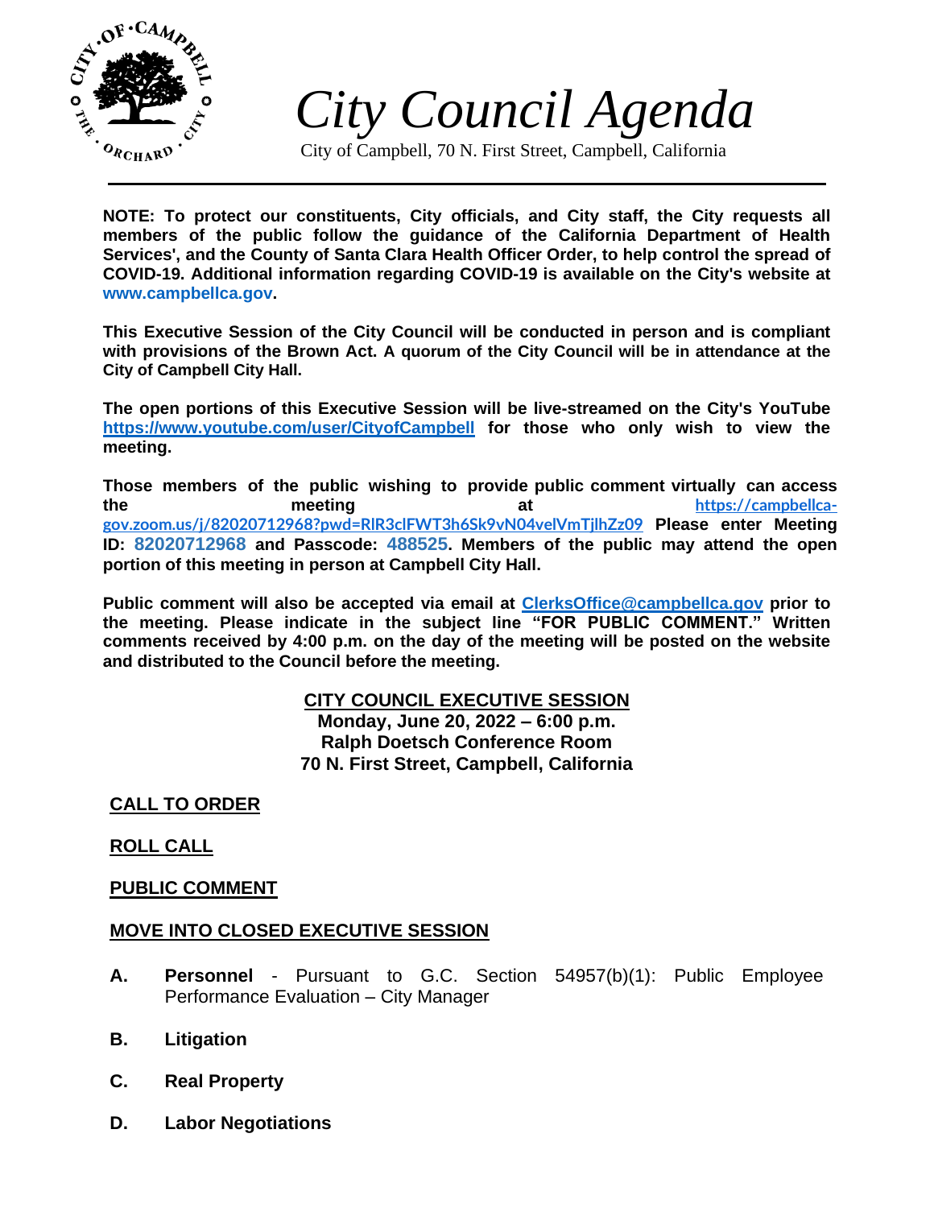# *City Council Agenda*

City of Campbell, 70 N. First Street, Campbell, California

**NOTE: To protect our constituents, City officials, and City staff, the City requests all members of the public follow the guidance of the California Department of Health Services', and the County of Santa Clara Health Officer Order, to help control the spread of COVID-19. Additional information regarding COVID-19 is available on the City's website at www.campbellca.gov.**

**This Executive Session of the City Council will be conducted in person and is compliant with provisions of the Brown Act. A quorum of the City Council will be in attendance at the City of Campbell City Hall.**

**The open portions of this Executive Session will be live-streamed on the City's YouTube https://www.youtube.com/user/CityofCampbell for those who only wish to view the meeting.**

**Those members of the public wishing to provide public comment virtually can access the meeting at https://campbellca-gov.zoom.us/j/82020712968?pwd=RlR3clFWT3h6Sk9vN04velVmTjlhZz09 Please enter Meeting ID: 82020712968 and Passcode: 488525. Members of the public may attend the open portion of this meeting in person at Campbell City Hall.**

**Public comment will also be accepted via email at ClerksOffice@campbellca.gov prior to the meeting. Please indicate in the subject line "FOR PUBLIC COMMENT." Written comments received by 4:00 p.m. on the day of the meeting will be posted on the website and distributed to the Council before the meeting.**

## CITY COUNCIL EXECUTIVE SESSION

**Monday, June 20, 2022 – 6:00 p.m.**
**Ralph Doetsch Conference Room**
**70 N. First Street, Campbell, California**

## CALL TO ORDER

## ROLL CALL

## PUBLIC COMMENT

## MOVE INTO CLOSED EXECUTIVE SESSION

**A.** **Personnel** - Pursuant to G.C. Section 54957(b)(1): Public Employee Performance Evaluation – City Manager

**B.** **Litigation**

**C.** **Real Property**

**D.** **Labor Negotiations**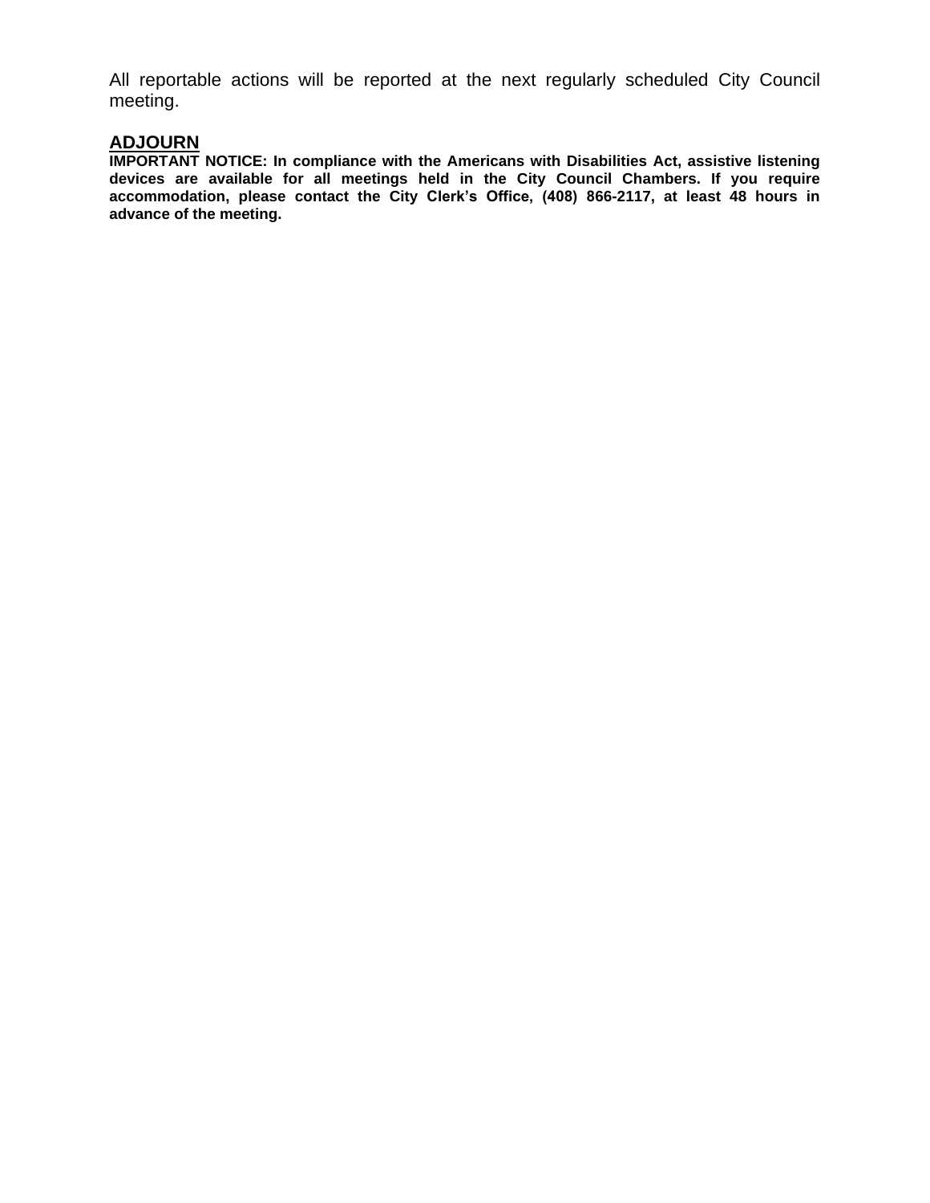All reportable actions will be reported at the next regularly scheduled City Council meeting.

## ADJOURN

**IMPORTANT NOTICE: In compliance with the Americans with Disabilities Act, assistive listening devices are available for all meetings held in the City Council Chambers. If you require accommodation, please contact the City Clerk's Office, (408) 866-2117, at least 48 hours in advance of the meeting.**